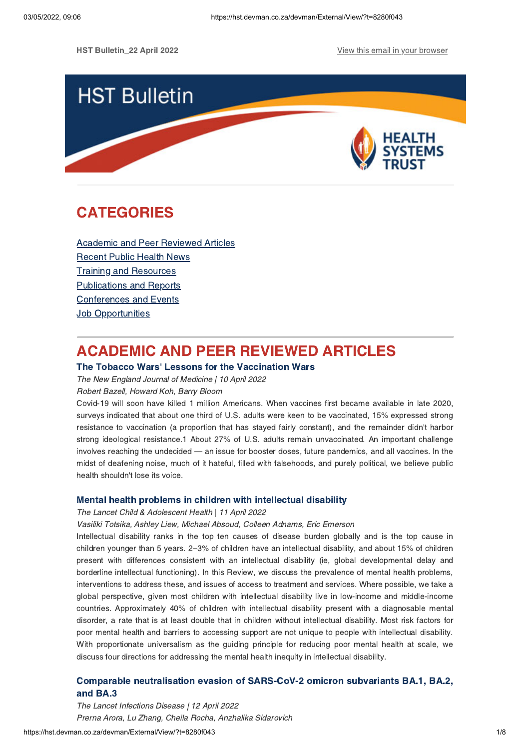HST Bulletin_22 April 2022

View this email in your browser

# HST Bulletin

HEALTH SYSTEMS TRUST

## CATEGORIES

Academic and Peer Reviewed Articles
Recent Public Health News
Training and Resources
Publications and Reports
Conferences and Events
Job Opportunities

## ACADEMIC AND PEER REVIEWED ARTICLES

### The Tobacco Wars' Lessons for the Vaccination Wars

*The New England Journal of Medicine | 10 April 2022*

*Robert Bazell, Howard Koh, Barry Bloom*

Covid-19 will soon have killed 1 million Americans. When vaccines first became available in late 2020, surveys indicated that about one third of U.S. adults were keen to be vaccinated, 15% expressed strong resistance to vaccination (a proportion that has stayed fairly constant), and the remainder didn't harbor strong ideological resistance.1 About 27% of U.S. adults remain unvaccinated. An important challenge involves reaching the undecided — an issue for booster doses, future pandemics, and all vaccines. In the midst of deafening noise, much of it hateful, filled with falsehoods, and purely political, we believe public health shouldn't lose its voice.

### Mental health problems in children with intellectual disability

*The Lancet Child & Adolescent Health | 11 April 2022*

*Vasiliki Totsika, Ashley Liew, Michael Absoud, Colleen Adnams, Eric Emerson*

Intellectual disability ranks in the top ten causes of disease burden globally and is the top cause in children younger than 5 years. 2–3% of children have an intellectual disability, and about 15% of children present with differences consistent with an intellectual disability (ie, global developmental delay and borderline intellectual functioning). In this Review, we discuss the prevalence of mental health problems, interventions to address these, and issues of access to treatment and services. Where possible, we take a global perspective, given most children with intellectual disability live in low-income and middle-income countries. Approximately 40% of children with intellectual disability present with a diagnosable mental disorder, a rate that is at least double that in children without intellectual disability. Most risk factors for poor mental health and barriers to accessing support are not unique to people with intellectual disability. With proportionate universalism as the guiding principle for reducing poor mental health at scale, we discuss four directions for addressing the mental health inequity in intellectual disability.

### Comparable neutralisation evasion of SARS-CoV-2 omicron subvariants BA.1, BA.2, and BA.3

*The Lancet Infections Disease | 12 April 2022*

*Prerna Arora, Lu Zhang, Cheila Rocha, Anzhalika Sidarovich*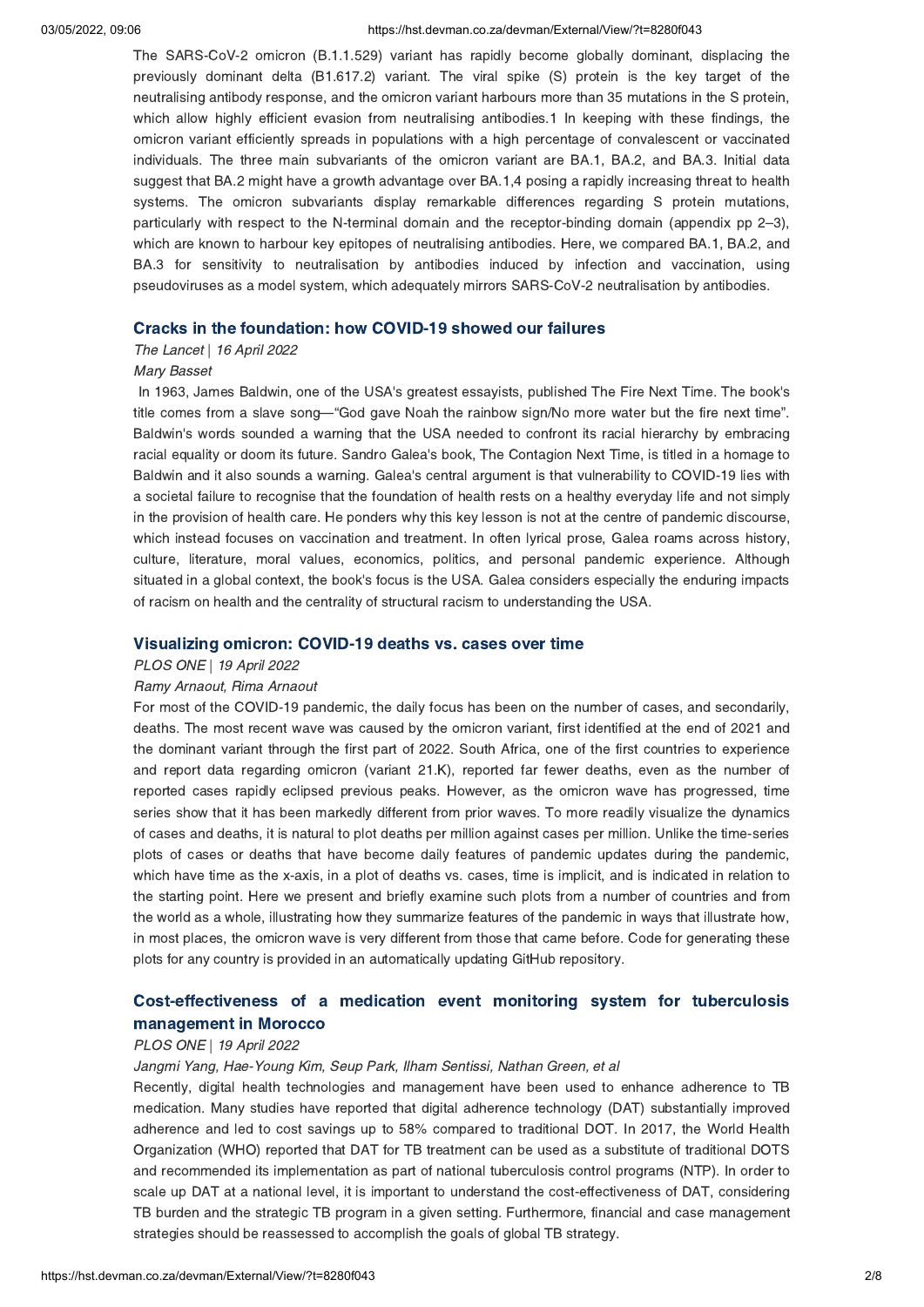The SARS-CoV-2 omicron (B.1.1.529) variant has rapidly become globally dominant, displacing the previously dominant delta (B1.617.2) variant. The viral spike (S) protein is the key target of the neutralising antibody response, and the omicron variant harbours more than 35 mutations in the S protein, which allow highly efficient evasion from neutralising antibodies.1 In keeping with these findings, the omicron variant efficiently spreads in populations with a high percentage of convalescent or vaccinated individuals. The three main subvariants of the omicron variant are BA.1, BA.2, and BA.3. Initial data suggest that BA.2 might have a growth advantage over BA.1,4 posing a rapidly increasing threat to health systems. The omicron subvariants display remarkable differences regarding S protein mutations, particularly with respect to the N-terminal domain and the receptor-binding domain (appendix pp 2–3), which are known to harbour key epitopes of neutralising antibodies. Here, we compared BA.1, BA.2, and BA.3 for sensitivity to neutralisation by antibodies induced by infection and vaccination, using pseudoviruses as a model system, which adequately mirrors SARS-CoV-2 neutralisation by antibodies.

### Cracks in the foundation: how COVID-19 showed our failures

*The Lancet* | *16 April 2022*

*Mary Basset*

In 1963, James Baldwin, one of the USA's greatest essayists, published The Fire Next Time. The book's title comes from a slave song—"God gave Noah the rainbow sign/No more water but the fire next time". Baldwin's words sounded a warning that the USA needed to confront its racial hierarchy by embracing racial equality or doom its future. Sandro Galea's book, The Contagion Next Time, is titled in a homage to Baldwin and it also sounds a warning. Galea's central argument is that vulnerability to COVID-19 lies with a societal failure to recognise that the foundation of health rests on a healthy everyday life and not simply in the provision of health care. He ponders why this key lesson is not at the centre of pandemic discourse, which instead focuses on vaccination and treatment. In often lyrical prose, Galea roams across history, culture, literature, moral values, economics, politics, and personal pandemic experience. Although situated in a global context, the book's focus is the USA. Galea considers especially the enduring impacts of racism on health and the centrality of structural racism to understanding the USA.

### Visualizing omicron: COVID-19 deaths vs. cases over time

*PLOS ONE* | *19 April 2022*

*Ramy Arnaout, Rima Arnaout*

For most of the COVID-19 pandemic, the daily focus has been on the number of cases, and secondarily, deaths. The most recent wave was caused by the omicron variant, first identified at the end of 2021 and the dominant variant through the first part of 2022. South Africa, one of the first countries to experience and report data regarding omicron (variant 21.K), reported far fewer deaths, even as the number of reported cases rapidly eclipsed previous peaks. However, as the omicron wave has progressed, time series show that it has been markedly different from prior waves. To more readily visualize the dynamics of cases and deaths, it is natural to plot deaths per million against cases per million. Unlike the time-series plots of cases or deaths that have become daily features of pandemic updates during the pandemic, which have time as the x-axis, in a plot of deaths vs. cases, time is implicit, and is indicated in relation to the starting point. Here we present and briefly examine such plots from a number of countries and from the world as a whole, illustrating how they summarize features of the pandemic in ways that illustrate how, in most places, the omicron wave is very different from those that came before. Code for generating these plots for any country is provided in an automatically updating GitHub repository.

### Cost-effectiveness of a medication event monitoring system for tuberculosis management in Morocco

*PLOS ONE* | *19 April 2022*

*Jangmi Yang, Hae-Young Kim, Seup Park, Ilham Sentissi, Nathan Green, et al*

Recently, digital health technologies and management have been used to enhance adherence to TB medication. Many studies have reported that digital adherence technology (DAT) substantially improved adherence and led to cost savings up to 58% compared to traditional DOT. In 2017, the World Health Organization (WHO) reported that DAT for TB treatment can be used as a substitute of traditional DOTS and recommended its implementation as part of national tuberculosis control programs (NTP). In order to scale up DAT at a national level, it is important to understand the cost-effectiveness of DAT, considering TB burden and the strategic TB program in a given setting. Furthermore, financial and case management strategies should be reassessed to accomplish the goals of global TB strategy.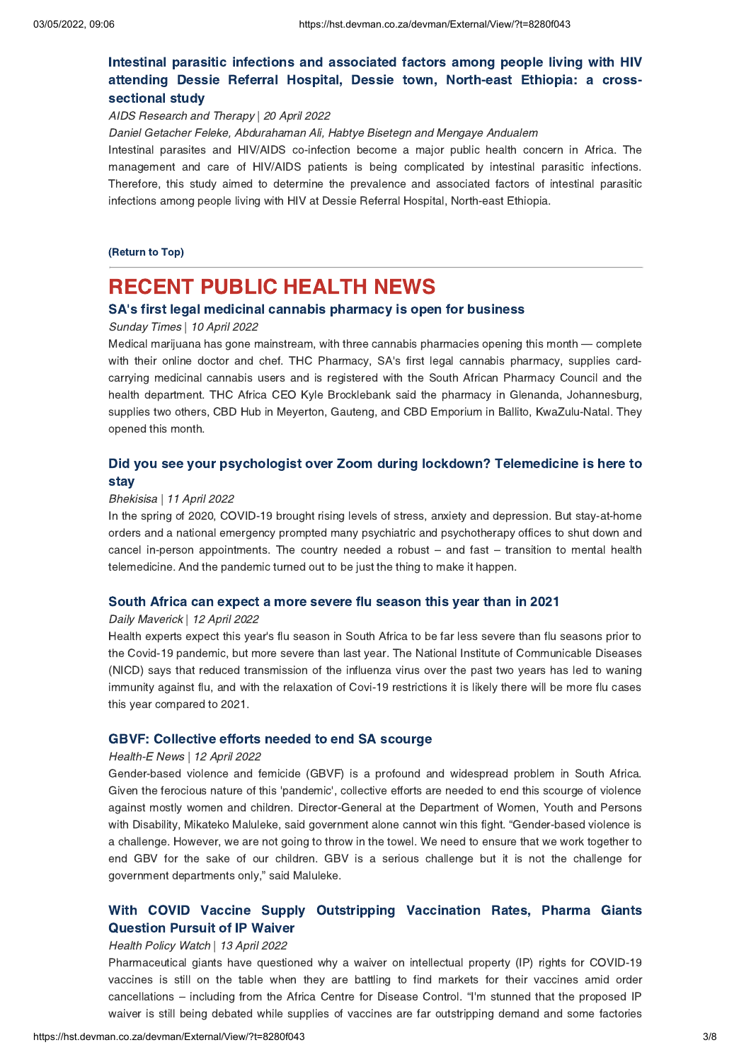### Intestinal parasitic infections and associated factors among people living with HIV attending Dessie Referral Hospital, Dessie town, North-east Ethiopia: a cross-sectional study

*AIDS Research and Therapy | 20 April 2022*

*Daniel Getacher Feleke, Abdurahaman Ali, Habtye Bisetegn and Mengaye Andualem*

Intestinal parasites and HIV/AIDS co-infection become a major public health concern in Africa. The management and care of HIV/AIDS patients is being complicated by intestinal parasitic infections. Therefore, this study aimed to determine the prevalence and associated factors of intestinal parasitic infections among people living with HIV at Dessie Referral Hospital, North-east Ethiopia.

**(Return to Top)**

## RECENT PUBLIC HEALTH NEWS

### SA's first legal medicinal cannabis pharmacy is open for business

*Sunday Times | 10 April 2022*

Medical marijuana has gone mainstream, with three cannabis pharmacies opening this month — complete with their online doctor and chef. THC Pharmacy, SA's first legal cannabis pharmacy, supplies card-carrying medicinal cannabis users and is registered with the South African Pharmacy Council and the health department. THC Africa CEO Kyle Brocklebank said the pharmacy in Glenanda, Johannesburg, supplies two others, CBD Hub in Meyerton, Gauteng, and CBD Emporium in Ballito, KwaZulu-Natal. They opened this month.

### Did you see your psychologist over Zoom during lockdown? Telemedicine is here to stay

*Bhekisisa | 11 April 2022*

In the spring of 2020, COVID-19 brought rising levels of stress, anxiety and depression. But stay-at-home orders and a national emergency prompted many psychiatric and psychotherapy offices to shut down and cancel in-person appointments. The country needed a robust – and fast – transition to mental health telemedicine. And the pandemic turned out to be just the thing to make it happen.

### South Africa can expect a more severe flu season this year than in 2021

*Daily Maverick | 12 April 2022*

Health experts expect this year's flu season in South Africa to be far less severe than flu seasons prior to the Covid-19 pandemic, but more severe than last year. The National Institute of Communicable Diseases (NICD) says that reduced transmission of the influenza virus over the past two years has led to waning immunity against flu, and with the relaxation of Covi-19 restrictions it is likely there will be more flu cases this year compared to 2021.

### GBVF: Collective efforts needed to end SA scourge

*Health-E News | 12 April 2022*

Gender-based violence and femicide (GBVF) is a profound and widespread problem in South Africa. Given the ferocious nature of this 'pandemic', collective efforts are needed to end this scourge of violence against mostly women and children. Director-General at the Department of Women, Youth and Persons with Disability, Mikateko Maluleke, said government alone cannot win this fight. "Gender-based violence is a challenge. However, we are not going to throw in the towel. We need to ensure that we work together to end GBV for the sake of our children. GBV is a serious challenge but it is not the challenge for government departments only," said Maluleke.

### With COVID Vaccine Supply Outstripping Vaccination Rates, Pharma Giants Question Pursuit of IP Waiver

*Health Policy Watch | 13 April 2022*

Pharmaceutical giants have questioned why a waiver on intellectual property (IP) rights for COVID-19 vaccines is still on the table when they are battling to find markets for their vaccines amid order cancellations – including from the Africa Centre for Disease Control. "I'm stunned that the proposed IP waiver is still being debated while supplies of vaccines are far outstripping demand and some factories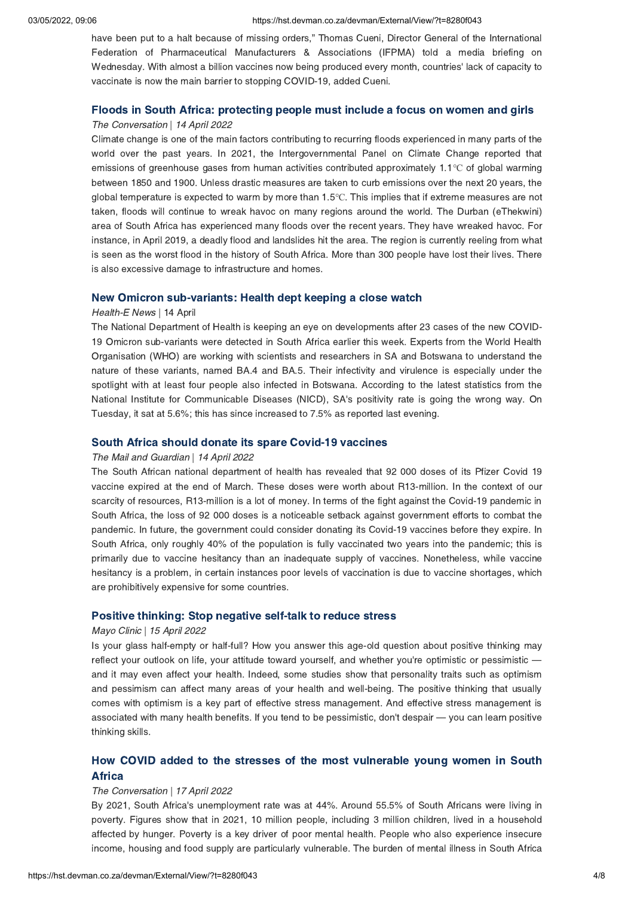have been put to a halt because of missing orders," Thomas Cueni, Director General of the International Federation of Pharmaceutical Manufacturers & Associations (IFPMA) told a media briefing on Wednesday. With almost a billion vaccines now being produced every month, countries' lack of capacity to vaccinate is now the main barrier to stopping COVID-19, added Cueni.

### Floods in South Africa: protecting people must include a focus on women and girls

*The Conversation | 14 April 2022*

Climate change is one of the main factors contributing to recurring floods experienced in many parts of the world over the past years. In 2021, the Intergovernmental Panel on Climate Change reported that emissions of greenhouse gases from human activities contributed approximately 1.1℃ of global warming between 1850 and 1900. Unless drastic measures are taken to curb emissions over the next 20 years, the global temperature is expected to warm by more than 1.5℃. This implies that if extreme measures are not taken, floods will continue to wreak havoc on many regions around the world. The Durban (eThekwini) area of South Africa has experienced many floods over the recent years. They have wreaked havoc. For instance, in April 2019, a deadly flood and landslides hit the area. The region is currently reeling from what is seen as the worst flood in the history of South Africa. More than 300 people have lost their lives. There is also excessive damage to infrastructure and homes.

### New Omicron sub-variants: Health dept keeping a close watch

*Health-E News* | 14 April

The National Department of Health is keeping an eye on developments after 23 cases of the new COVID-19 Omicron sub-variants were detected in South Africa earlier this week. Experts from the World Health Organisation (WHO) are working with scientists and researchers in SA and Botswana to understand the nature of these variants, named BA.4 and BA.5. Their infectivity and virulence is especially under the spotlight with at least four people also infected in Botswana. According to the latest statistics from the National Institute for Communicable Diseases (NICD), SA's positivity rate is going the wrong way. On Tuesday, it sat at 5.6%; this has since increased to 7.5% as reported last evening.

### South Africa should donate its spare Covid-19 vaccines

*The Mail and Guardian | 14 April 2022*

The South African national department of health has revealed that 92 000 doses of its Pfizer Covid 19 vaccine expired at the end of March. These doses were worth about R13-million. In the context of our scarcity of resources, R13-million is a lot of money. In terms of the fight against the Covid-19 pandemic in South Africa, the loss of 92 000 doses is a noticeable setback against government efforts to combat the pandemic. In future, the government could consider donating its Covid-19 vaccines before they expire. In South Africa, only roughly 40% of the population is fully vaccinated two years into the pandemic; this is primarily due to vaccine hesitancy than an inadequate supply of vaccines. Nonetheless, while vaccine hesitancy is a problem, in certain instances poor levels of vaccination is due to vaccine shortages, which are prohibitively expensive for some countries.

### Positive thinking: Stop negative self-talk to reduce stress

*Mayo Clinic | 15 April 2022*

Is your glass half-empty or half-full? How you answer this age-old question about positive thinking may reflect your outlook on life, your attitude toward yourself, and whether you're optimistic or pessimistic — and it may even affect your health. Indeed, some studies show that personality traits such as optimism and pessimism can affect many areas of your health and well-being. The positive thinking that usually comes with optimism is a key part of effective stress management. And effective stress management is associated with many health benefits. If you tend to be pessimistic, don't despair — you can learn positive thinking skills.

### How COVID added to the stresses of the most vulnerable young women in South Africa

*The Conversation | 17 April 2022*

By 2021, South Africa's unemployment rate was at 44%. Around 55.5% of South Africans were living in poverty. Figures show that in 2021, 10 million people, including 3 million children, lived in a household affected by hunger. Poverty is a key driver of poor mental health. People who also experience insecure income, housing and food supply are particularly vulnerable. The burden of mental illness in South Africa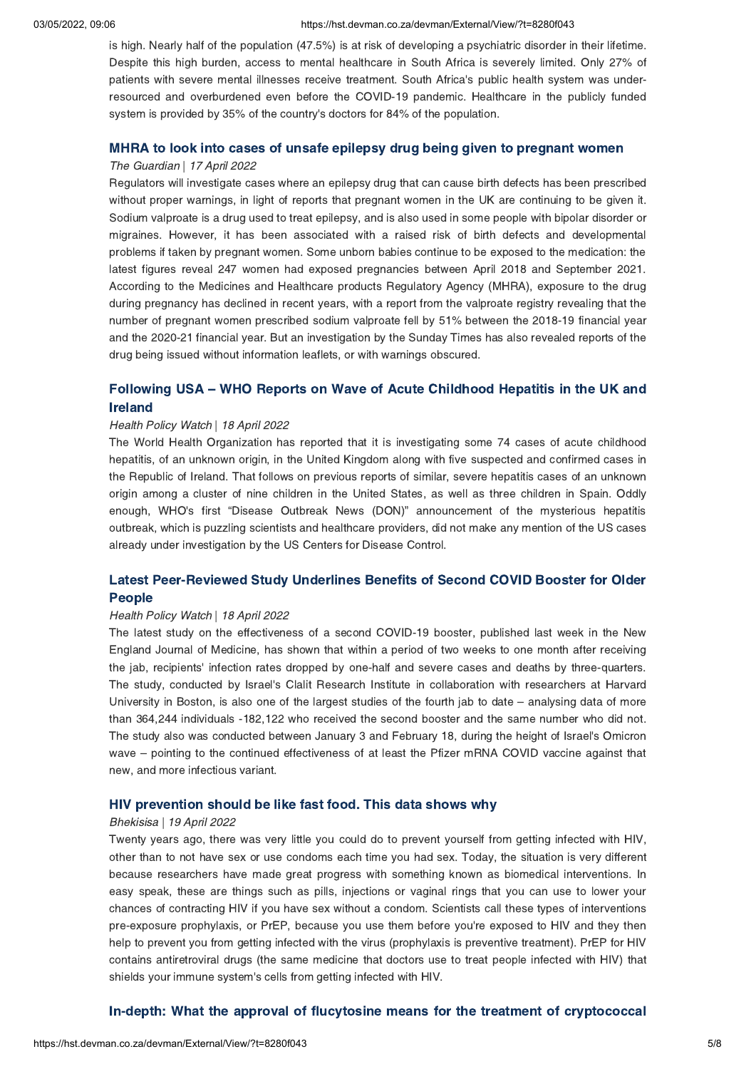is high. Nearly half of the population (47.5%) is at risk of developing a psychiatric disorder in their lifetime. Despite this high burden, access to mental healthcare in South Africa is severely limited. Only 27% of patients with severe mental illnesses receive treatment. South Africa's public health system was under-resourced and overburdened even before the COVID-19 pandemic. Healthcare in the publicly funded system is provided by 35% of the country's doctors for 84% of the population.

### MHRA to look into cases of unsafe epilepsy drug being given to pregnant women

*The Guardian | 17 April 2022*

Regulators will investigate cases where an epilepsy drug that can cause birth defects has been prescribed without proper warnings, in light of reports that pregnant women in the UK are continuing to be given it. Sodium valproate is a drug used to treat epilepsy, and is also used in some people with bipolar disorder or migraines. However, it has been associated with a raised risk of birth defects and developmental problems if taken by pregnant women. Some unborn babies continue to be exposed to the medication: the latest figures reveal 247 women had exposed pregnancies between April 2018 and September 2021. According to the Medicines and Healthcare products Regulatory Agency (MHRA), exposure to the drug during pregnancy has declined in recent years, with a report from the valproate registry revealing that the number of pregnant women prescribed sodium valproate fell by 51% between the 2018-19 financial year and the 2020-21 financial year. But an investigation by the Sunday Times has also revealed reports of the drug being issued without information leaflets, or with warnings obscured.

### Following USA – WHO Reports on Wave of Acute Childhood Hepatitis in the UK and Ireland

*Health Policy Watch | 18 April 2022*

The World Health Organization has reported that it is investigating some 74 cases of acute childhood hepatitis, of an unknown origin, in the United Kingdom along with five suspected and confirmed cases in the Republic of Ireland. That follows on previous reports of similar, severe hepatitis cases of an unknown origin among a cluster of nine children in the United States, as well as three children in Spain. Oddly enough, WHO's first "Disease Outbreak News (DON)" announcement of the mysterious hepatitis outbreak, which is puzzling scientists and healthcare providers, did not make any mention of the US cases already under investigation by the US Centers for Disease Control.

### Latest Peer-Reviewed Study Underlines Benefits of Second COVID Booster for Older People

*Health Policy Watch | 18 April 2022*

The latest study on the effectiveness of a second COVID-19 booster, published last week in the New England Journal of Medicine, has shown that within a period of two weeks to one month after receiving the jab, recipients' infection rates dropped by one-half and severe cases and deaths by three-quarters. The study, conducted by Israel's Clalit Research Institute in collaboration with researchers at Harvard University in Boston, is also one of the largest studies of the fourth jab to date – analysing data of more than 364,244 individuals -182,122 who received the second booster and the same number who did not. The study also was conducted between January 3 and February 18, during the height of Israel's Omicron wave – pointing to the continued effectiveness of at least the Pfizer mRNA COVID vaccine against that new, and more infectious variant.

### HIV prevention should be like fast food. This data shows why

*Bhekisisa | 19 April 2022*

Twenty years ago, there was very little you could do to prevent yourself from getting infected with HIV, other than to not have sex or use condoms each time you had sex. Today, the situation is very different because researchers have made great progress with something known as biomedical interventions. In easy speak, these are things such as pills, injections or vaginal rings that you can use to lower your chances of contracting HIV if you have sex without a condom. Scientists call these types of interventions pre-exposure prophylaxis, or PrEP, because you use them before you're exposed to HIV and they then help to prevent you from getting infected with the virus (prophylaxis is preventive treatment). PrEP for HIV contains antiretroviral drugs (the same medicine that doctors use to treat people infected with HIV) that shields your immune system's cells from getting infected with HIV.

### In-depth: What the approval of flucytosine means for the treatment of cryptococcal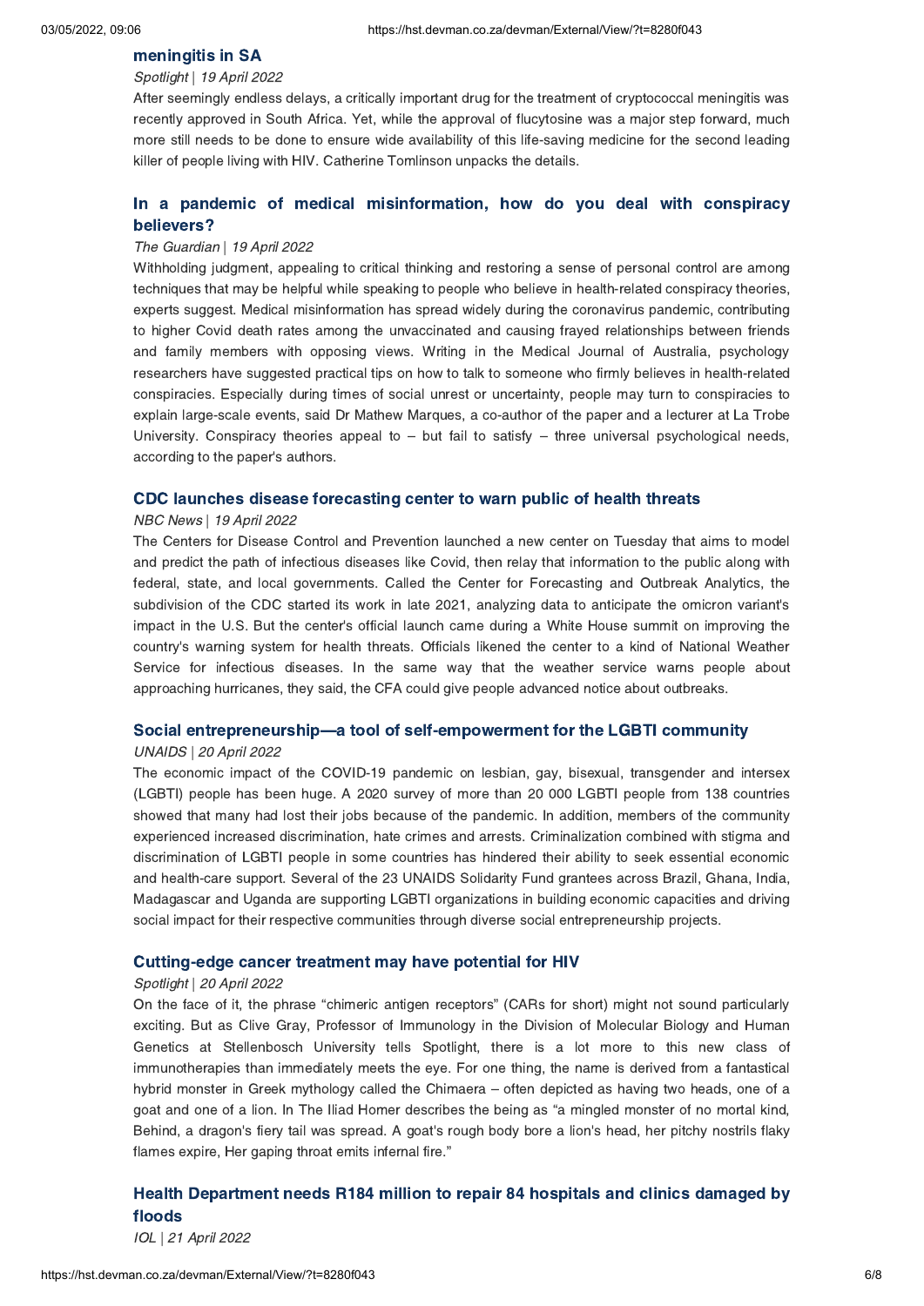### meningitis in SA

*Spotlight | 19 April 2022*

After seemingly endless delays, a critically important drug for the treatment of cryptococcal meningitis was recently approved in South Africa. Yet, while the approval of flucytosine was a major step forward, much more still needs to be done to ensure wide availability of this life-saving medicine for the second leading killer of people living with HIV. Catherine Tomlinson unpacks the details.

### In a pandemic of medical misinformation, how do you deal with conspiracy believers?

*The Guardian | 19 April 2022*

Withholding judgment, appealing to critical thinking and restoring a sense of personal control are among techniques that may be helpful while speaking to people who believe in health-related conspiracy theories, experts suggest. Medical misinformation has spread widely during the coronavirus pandemic, contributing to higher Covid death rates among the unvaccinated and causing frayed relationships between friends and family members with opposing views. Writing in the Medical Journal of Australia, psychology researchers have suggested practical tips on how to talk to someone who firmly believes in health-related conspiracies. Especially during times of social unrest or uncertainty, people may turn to conspiracies to explain large-scale events, said Dr Mathew Marques, a co-author of the paper and a lecturer at La Trobe University. Conspiracy theories appeal to – but fail to satisfy – three universal psychological needs, according to the paper's authors.

### CDC launches disease forecasting center to warn public of health threats

*NBC News | 19 April 2022*

The Centers for Disease Control and Prevention launched a new center on Tuesday that aims to model and predict the path of infectious diseases like Covid, then relay that information to the public along with federal, state, and local governments. Called the Center for Forecasting and Outbreak Analytics, the subdivision of the CDC started its work in late 2021, analyzing data to anticipate the omicron variant's impact in the U.S. But the center's official launch came during a White House summit on improving the country's warning system for health threats. Officials likened the center to a kind of National Weather Service for infectious diseases. In the same way that the weather service warns people about approaching hurricanes, they said, the CFA could give people advanced notice about outbreaks.

### Social entrepreneurship—a tool of self-empowerment for the LGBTI community

*UNAIDS | 20 April 2022*

The economic impact of the COVID-19 pandemic on lesbian, gay, bisexual, transgender and intersex (LGBTI) people has been huge. A 2020 survey of more than 20 000 LGBTI people from 138 countries showed that many had lost their jobs because of the pandemic. In addition, members of the community experienced increased discrimination, hate crimes and arrests. Criminalization combined with stigma and discrimination of LGBTI people in some countries has hindered their ability to seek essential economic and health-care support. Several of the 23 UNAIDS Solidarity Fund grantees across Brazil, Ghana, India, Madagascar and Uganda are supporting LGBTI organizations in building economic capacities and driving social impact for their respective communities through diverse social entrepreneurship projects.

### Cutting-edge cancer treatment may have potential for HIV

*Spotlight | 20 April 2022*

On the face of it, the phrase "chimeric antigen receptors" (CARs for short) might not sound particularly exciting. But as Clive Gray, Professor of Immunology in the Division of Molecular Biology and Human Genetics at Stellenbosch University tells Spotlight, there is a lot more to this new class of immunotherapies than immediately meets the eye. For one thing, the name is derived from a fantastical hybrid monster in Greek mythology called the Chimaera – often depicted as having two heads, one of a goat and one of a lion. In The Iliad Homer describes the being as "a mingled monster of no mortal kind, Behind, a dragon's fiery tail was spread. A goat's rough body bore a lion's head, her pitchy nostrils flaky flames expire, Her gaping throat emits infernal fire."

### Health Department needs R184 million to repair 84 hospitals and clinics damaged by floods

*IOL | 21 April 2022*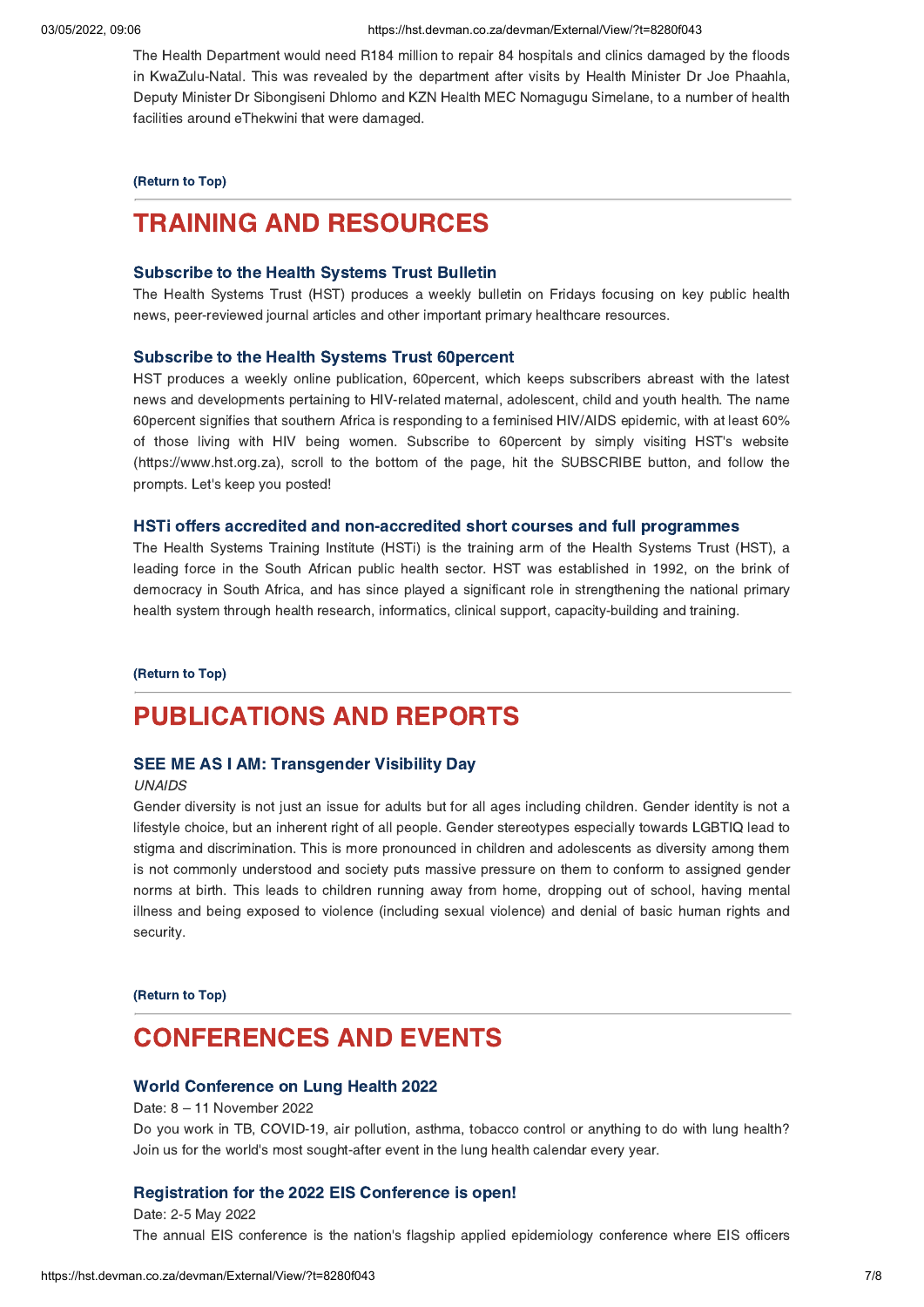The Health Department would need R184 million to repair 84 hospitals and clinics damaged by the floods in KwaZulu-Natal. This was revealed by the department after visits by Health Minister Dr Joe Phaahla, Deputy Minister Dr Sibongiseni Dhlomo and KZN Health MEC Nomagugu Simelane, to a number of health facilities around eThekwini that were damaged.

**(Return to Top)**

# TRAINING AND RESOURCES

### Subscribe to the Health Systems Trust Bulletin

The Health Systems Trust (HST) produces a weekly bulletin on Fridays focusing on key public health news, peer-reviewed journal articles and other important primary healthcare resources.

### Subscribe to the Health Systems Trust 60percent

HST produces a weekly online publication, 60percent, which keeps subscribers abreast with the latest news and developments pertaining to HIV-related maternal, adolescent, child and youth health. The name 60percent signifies that southern Africa is responding to a feminised HIV/AIDS epidemic, with at least 60% of those living with HIV being women. Subscribe to 60percent by simply visiting HST's website (https://www.hst.org.za), scroll to the bottom of the page, hit the SUBSCRIBE button, and follow the prompts. Let's keep you posted!

### HSTi offers accredited and non-accredited short courses and full programmes

The Health Systems Training Institute (HSTi) is the training arm of the Health Systems Trust (HST), a leading force in the South African public health sector. HST was established in 1992, on the brink of democracy in South Africa, and has since played a significant role in strengthening the national primary health system through health research, informatics, clinical support, capacity-building and training.

**(Return to Top)**

# PUBLICATIONS AND REPORTS

### SEE ME AS I AM: Transgender Visibility Day

*UNAIDS*

Gender diversity is not just an issue for adults but for all ages including children. Gender identity is not a lifestyle choice, but an inherent right of all people. Gender stereotypes especially towards LGBTIQ lead to stigma and discrimination. This is more pronounced in children and adolescents as diversity among them is not commonly understood and society puts massive pressure on them to conform to assigned gender norms at birth. This leads to children running away from home, dropping out of school, having mental illness and being exposed to violence (including sexual violence) and denial of basic human rights and security.

**(Return to Top)**

# CONFERENCES AND EVENTS

### World Conference on Lung Health 2022

Date: 8 – 11 November 2022

Do you work in TB, COVID-19, air pollution, asthma, tobacco control or anything to do with lung health? Join us for the world's most sought-after event in the lung health calendar every year.

### Registration for the 2022 EIS Conference is open!

Date: 2-5 May 2022

The annual EIS conference is the nation's flagship applied epidemiology conference where EIS officers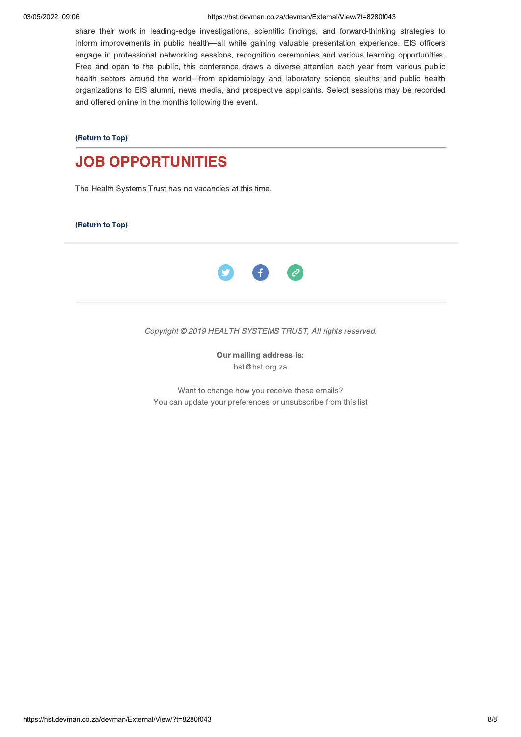share their work in leading-edge investigations, scientific findings, and forward-thinking strategies to inform improvements in public health—all while gaining valuable presentation experience. EIS officers engage in professional networking sessions, recognition ceremonies and various learning opportunities. Free and open to the public, this conference draws a diverse attention each year from various public health sectors around the world—from epidemiology and laboratory science sleuths and public health organizations to EIS alumni, news media, and prospective applicants. Select sessions may be recorded and offered online in the months following the event.

**(Return to Top)**

# JOB OPPORTUNITIES

The Health Systems Trust has no vacancies at this time.

**(Return to Top)**

*Copyright © 2019 HEALTH SYSTEMS TRUST, All rights reserved.*

**Our mailing address is:**
hst@hst.org.za

Want to change how you receive these emails?
You can update your preferences or unsubscribe from this list